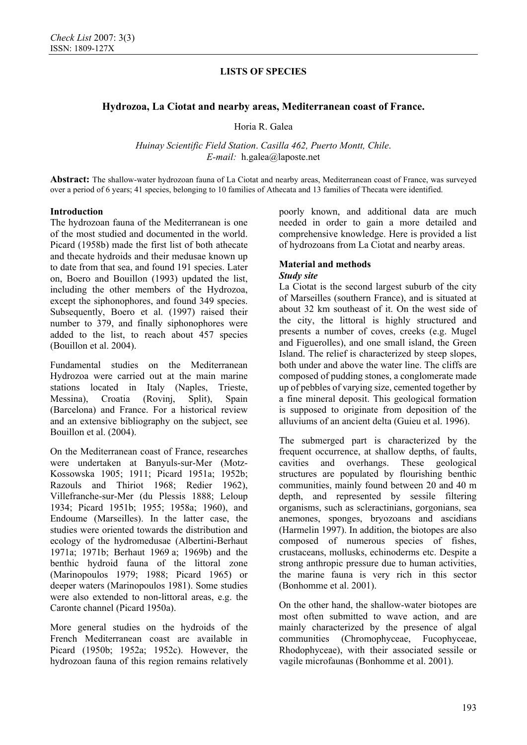## LISTS OF SPECIES

# Hydrozoa, La Ciotat and nearby areas, Mediterranean coast of France.

Horia R. Galea

*Huinay Scientific Field Station. Casilla 462, Puerto Montt, Chile.*
*E-mail:* h.galea@laposte.net

**Abstract:** The shallow-water hydrozoan fauna of La Ciotat and nearby areas, Mediterranean coast of France, was surveyed over a period of 6 years; 41 species, belonging to 10 families of Athecata and 13 families of Thecata were identified.

## Introduction

The hydrozoan fauna of the Mediterranean is one of the most studied and documented in the world. Picard (1958b) made the first list of both athecate and thecate hydroids and their medusae known up to date from that sea, and found 191 species. Later on, Boero and Bouillon (1993) updated the list, including the other members of the Hydrozoa, except the siphonophores, and found 349 species. Subsequently, Boero et al. (1997) raised their number to 379, and finally siphonophores were added to the list, to reach about 457 species (Bouillon et al. 2004).

Fundamental studies on the Mediterranean Hydrozoa were carried out at the main marine stations located in Italy (Naples, Trieste, Messina), Croatia (Rovinj, Split), Spain (Barcelona) and France. For a historical review and an extensive bibliography on the subject, see Bouillon et al. (2004).

On the Mediterranean coast of France, researches were undertaken at Banyuls-sur-Mer (Motz-Kossowska 1905; 1911; Picard 1951a; 1952b; Razouls and Thiriot 1968; Redier 1962), Villefranche-sur-Mer (du Plessis 1888; Leloup 1934; Picard 1951b; 1955; 1958a; 1960), and Endoume (Marseilles). In the latter case, the studies were oriented towards the distribution and ecology of the hydromedusae (Albertini-Berhaut 1971a; 1971b; Berhaut 1969 a; 1969b) and the benthic hydroid fauna of the littoral zone (Marinopoulos 1979; 1988; Picard 1965) or deeper waters (Marinopoulos 1981). Some studies were also extended to non-littoral areas, e.g. the Caronte channel (Picard 1950a).

More general studies on the hydroids of the French Mediterranean coast are available in Picard (1950b; 1952a; 1952c). However, the hydrozoan fauna of this region remains relatively poorly known, and additional data are much needed in order to gain a more detailed and comprehensive knowledge. Here is provided a list of hydrozoans from La Ciotat and nearby areas.

## Material and methods

### *Study site*

La Ciotat is the second largest suburb of the city of Marseilles (southern France), and is situated at about 32 km southeast of it. On the west side of the city, the littoral is highly structured and presents a number of coves, creeks (e.g. Mugel and Figuerolles), and one small island, the Green Island. The relief is characterized by steep slopes, both under and above the water line. The cliffs are composed of pudding stones, a conglomerate made up of pebbles of varying size, cemented together by a fine mineral deposit. This geological formation is supposed to originate from deposition of the alluviums of an ancient delta (Guieu et al. 1996).

The submerged part is characterized by the frequent occurrence, at shallow depths, of faults, cavities and overhangs. These geological structures are populated by flourishing benthic communities, mainly found between 20 and 40 m depth, and represented by sessile filtering organisms, such as scleractinians, gorgonians, sea anemones, sponges, bryozoans and ascidians (Harmelin 1997). In addition, the biotopes are also composed of numerous species of fishes, crustaceans, mollusks, echinoderms etc. Despite a strong anthropic pressure due to human activities, the marine fauna is very rich in this sector (Bonhomme et al. 2001).

On the other hand, the shallow-water biotopes are most often submitted to wave action, and are mainly characterized by the presence of algal communities (Chromophyceae, Fucophyceae, Rhodophyceae), with their associated sessile or vagile microfaunas (Bonhomme et al. 2001).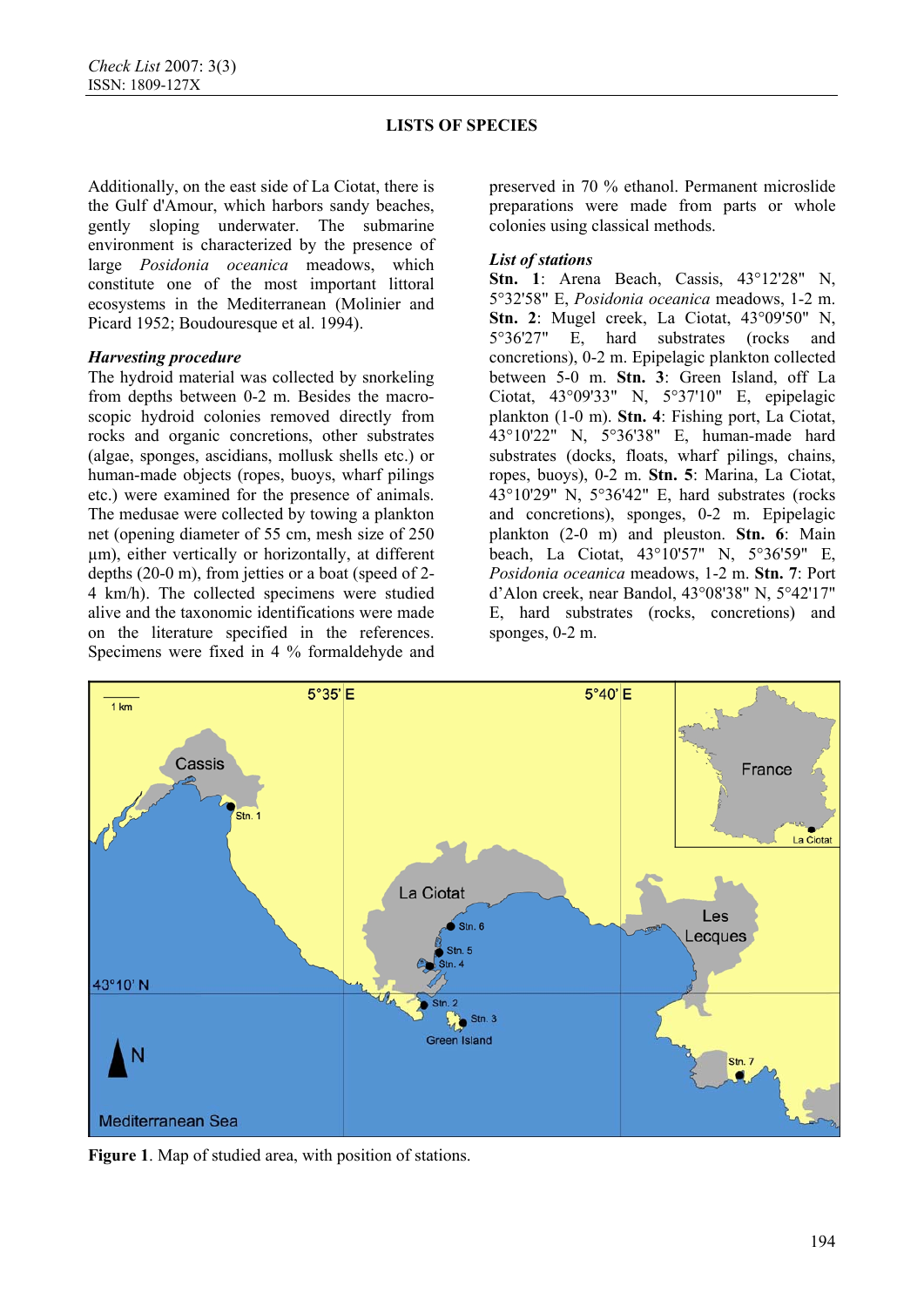Additionally, on the east side of La Ciotat, there is the Gulf d'Amour, which harbors sandy beaches, gently sloping underwater. The submarine environment is characterized by the presence of large *Posidonia oceanica* meadows, which constitute one of the most important littoral ecosystems in the Mediterranean (Molinier and Picard 1952; Boudouresque et al. 1994).

### *Harvesting procedure*

The hydroid material was collected by snorkeling from depths between 0-2 m. Besides the macroscopic hydroid colonies removed directly from rocks and organic concretions, other substrates (algae, sponges, ascidians, mollusk shells etc.) or human-made objects (ropes, buoys, wharf pilings etc.) were examined for the presence of animals. The medusae were collected by towing a plankton net (opening diameter of 55 cm, mesh size of 250 µm), either vertically or horizontally, at different depths (20-0 m), from jetties or a boat (speed of 2-4 km/h). The collected specimens were studied alive and the taxonomic identifications were made on the literature specified in the references. Specimens were fixed in 4 % formaldehyde and preserved in 70 % ethanol. Permanent microslide preparations were made from parts or whole colonies using classical methods.

### *List of stations*

**Stn. 1**: Arena Beach, Cassis, 43°12'28" N, 5°32'58" E, *Posidonia oceanica* meadows, 1-2 m. **Stn. 2**: Mugel creek, La Ciotat, 43°09'50" N, 5°36'27" E, hard substrates (rocks and concretions), 0-2 m. Epipelagic plankton collected between 5-0 m. **Stn. 3**: Green Island, off La Ciotat, 43°09'33" N, 5°37'10" E, epipelagic plankton (1-0 m). **Stn. 4**: Fishing port, La Ciotat, 43°10'22" N, 5°36'38" E, human-made hard substrates (docks, floats, wharf pilings, chains, ropes, buoys), 0-2 m. **Stn. 5**: Marina, La Ciotat, 43°10'29" N, 5°36'42" E, hard substrates (rocks and concretions), sponges, 0-2 m. Epipelagic plankton (2-0 m) and pleuston. **Stn. 6**: Main beach, La Ciotat, 43°10'57" N, 5°36'59" E, *Posidonia oceanica* meadows, 1-2 m. **Stn. 7**: Port d'Alon creek, near Bandol, 43°08'38" N, 5°42'17" E, hard substrates (rocks, concretions) and sponges, 0-2 m.

**Figure 1**. Map of studied area, with position of stations.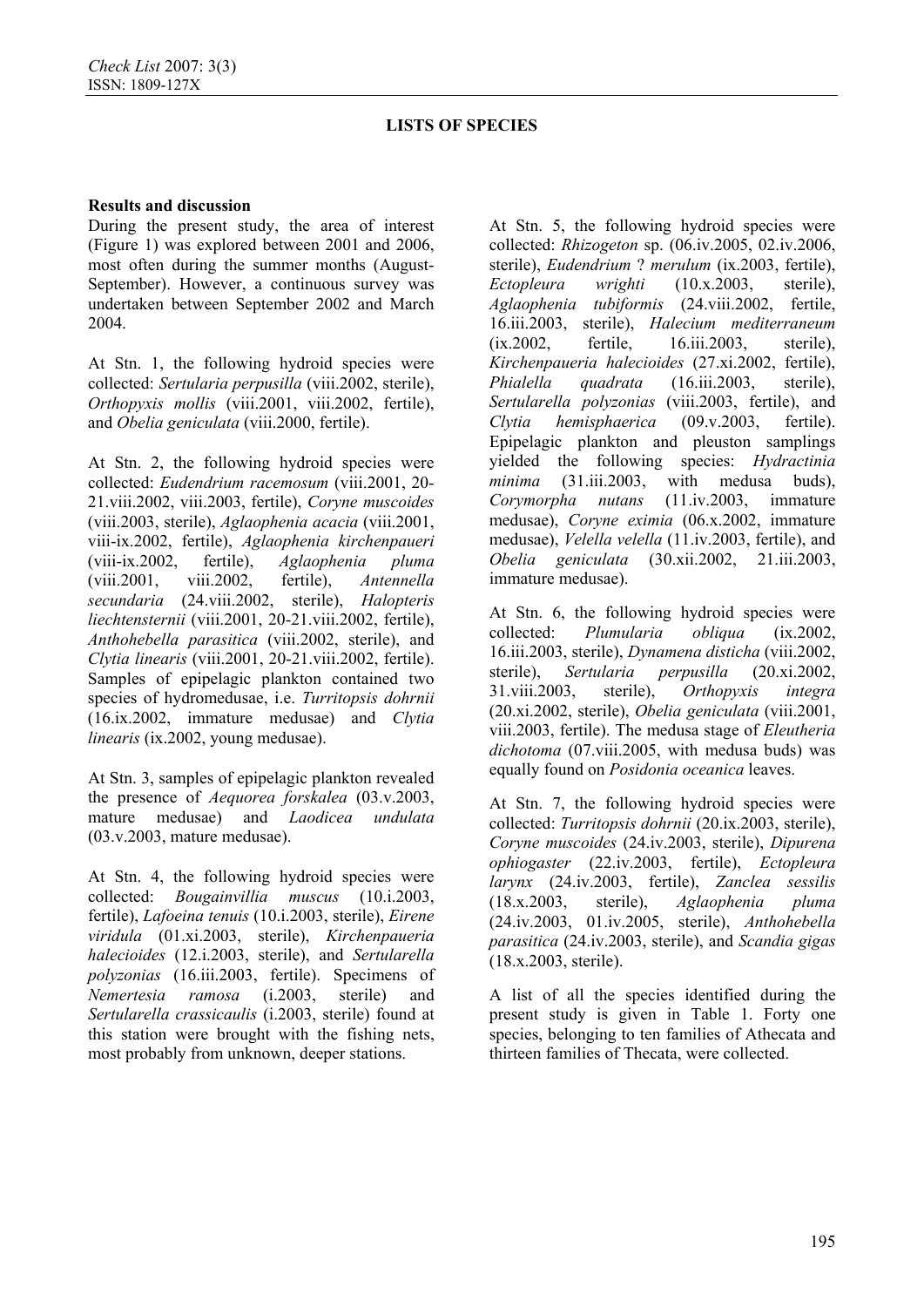## LISTS OF SPECIES

**Results and discussion**

During the present study, the area of interest (Figure 1) was explored between 2001 and 2006, most often during the summer months (August-September). However, a continuous survey was undertaken between September 2002 and March 2004.

At Stn. 1, the following hydroid species were collected: *Sertularia perpusilla* (viii.2002, sterile), *Orthopyxis mollis* (viii.2001, viii.2002, fertile), and *Obelia geniculata* (viii.2000, fertile).

At Stn. 2, the following hydroid species were collected: *Eudendrium racemosum* (viii.2001, 20-21.viii.2002, viii.2003, fertile), *Coryne muscoides* (viii.2003, sterile), *Aglaophenia acacia* (viii.2001, viii-ix.2002, fertile), *Aglaophenia kirchenpaueri* (viii-ix.2002, fertile), *Aglaophenia pluma* (viii.2001, viii.2002, fertile), *Antennella secundaria* (24.viii.2002, sterile), *Halopteris liechtensternii* (viii.2001, 20-21.viii.2002, fertile), *Anthohebella parasitica* (viii.2002, sterile), and *Clytia linearis* (viii.2001, 20-21.viii.2002, fertile). Samples of epipelagic plankton contained two species of hydromedusae, i.e. *Turritopsis dohrnii* (16.ix.2002, immature medusae) and *Clytia linearis* (ix.2002, young medusae).

At Stn. 3, samples of epipelagic plankton revealed the presence of *Aequorea forskalea* (03.v.2003, mature medusae) and *Laodicea undulata* (03.v.2003, mature medusae).

At Stn. 4, the following hydroid species were collected: *Bougainvillia muscus* (10.i.2003, fertile), *Lafoeina tenuis* (10.i.2003, sterile), *Eirene viridula* (01.xi.2003, sterile), *Kirchenpaueria halecioides* (12.i.2003, sterile), and *Sertularella polyzonias* (16.iii.2003, fertile). Specimens of *Nemertesia ramosa* (i.2003, sterile) and *Sertularella crassicaulis* (i.2003, sterile) found at this station were brought with the fishing nets, most probably from unknown, deeper stations.

At Stn. 5, the following hydroid species were collected: *Rhizogeton* sp. (06.iv.2005, 02.iv.2006, sterile), *Eudendrium* ? *merulum* (ix.2003, fertile), *Ectopleura wrighti* (10.x.2003, sterile), *Aglaophenia tubiformis* (24.viii.2002, fertile, 16.iii.2003, sterile), *Halecium mediterraneum* (ix.2002, fertile, 16.iii.2003, sterile), *Kirchenpaueria halecioides* (27.xi.2002, fertile), *Phialella quadrata* (16.iii.2003, sterile), *Sertularella polyzonias* (viii.2003, fertile), and *Clytia hemisphaerica* (09.v.2003, fertile). Epipelagic plankton and pleuston samplings yielded the following species: *Hydractinia minima* (31.iii.2003, with medusa buds), *Corymorpha nutans* (11.iv.2003, immature medusae), *Coryne eximia* (06.x.2002, immature medusae), *Velella velella* (11.iv.2003, fertile), and *Obelia geniculata* (30.xii.2002, 21.iii.2003, immature medusae).

At Stn. 6, the following hydroid species were collected: *Plumularia obliqua* (ix.2002, 16.iii.2003, sterile), *Dynamena disticha* (viii.2002, sterile), *Sertularia perpusilla* (20.xi.2002, 31.viii.2003, sterile), *Orthopyxis integra* (20.xi.2002, sterile), *Obelia geniculata* (viii.2001, viii.2003, fertile). The medusa stage of *Eleutheria dichotoma* (07.viii.2005, with medusa buds) was equally found on *Posidonia oceanica* leaves.

At Stn. 7, the following hydroid species were collected: *Turritopsis dohrnii* (20.ix.2003, sterile), *Coryne muscoides* (24.iv.2003, sterile), *Dipurena ophiogaster* (22.iv.2003, fertile), *Ectopleura larynx* (24.iv.2003, fertile), *Zanclea sessilis* (18.x.2003, sterile), *Aglaophenia pluma* (24.iv.2003, 01.iv.2005, sterile), *Anthohebella parasitica* (24.iv.2003, sterile), and *Scandia gigas* (18.x.2003, sterile).

A list of all the species identified during the present study is given in Table 1. Forty one species, belonging to ten families of Athecata and thirteen families of Thecata, were collected.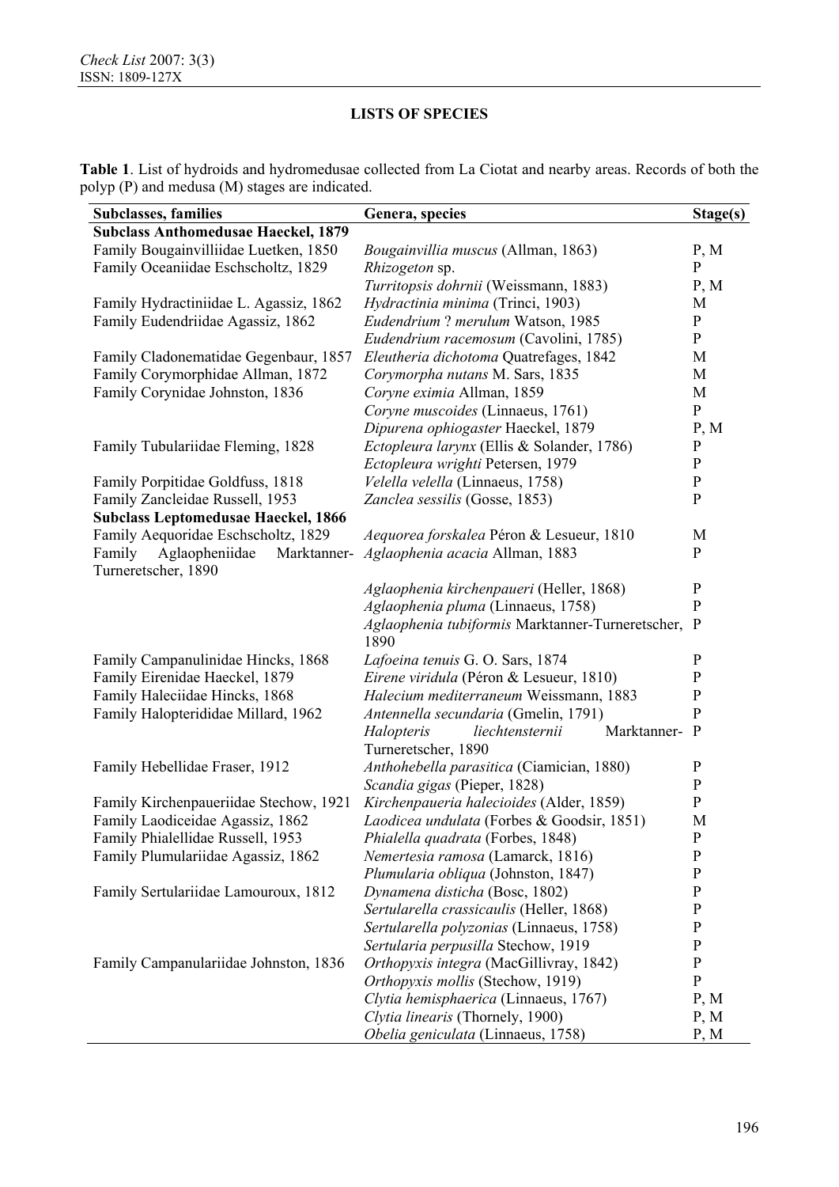## LISTS OF SPECIES

**Table 1**. List of hydroids and hydromedusae collected from La Ciotat and nearby areas. Records of both the polyp (P) and medusa (M) stages are indicated.

| Subclasses, families | Genera, species | Stage(s) |
|---|---|---|
| **Subclass Anthomedusae Haeckel, 1879** | | |
| Family Bougainvilliidae Luetken, 1850 | *Bougainvillia muscus* (Allman, 1863) | P, M |
| Family Oceaniidae Eschscholtz, 1829 | *Rhizogeton* sp. | P |
| | *Turritopsis dohrnii* (Weissmann, 1883) | P, M |
| Family Hydractiniidae L. Agassiz, 1862 | *Hydractinia minima* (Trinci, 1903) | M |
| Family Eudendriidae Agassiz, 1862 | *Eudendrium* ? *merulum* Watson, 1985 | P |
| | *Eudendrium racemosum* (Cavolini, 1785) | P |
| Family Cladonematidae Gegenbaur, 1857 | *Eleutheria dichotoma* Quatrefages, 1842 | M |
| Family Corymorphidae Allman, 1872 | *Corymorpha nutans* M. Sars, 1835 | M |
| Family Corynidae Johnston, 1836 | *Coryne eximia* Allman, 1859 | M |
| | *Coryne muscoides* (Linnaeus, 1761) | P |
| | *Dipurena ophiogaster* Haeckel, 1879 | P, M |
| Family Tubulariidae Fleming, 1828 | *Ectopleura larynx* (Ellis & Solander, 1786) | P |
| | *Ectopleura wrighti* Petersen, 1979 | P |
| Family Porpitidae Goldfuss, 1818 | *Velella velella* (Linnaeus, 1758) | P |
| Family Zancleidae Russell, 1953 | *Zanclea sessilis* (Gosse, 1853) | P |
| **Subclass Leptomedusae Haeckel, 1866** | | |
| Family Aequoridae Eschscholtz, 1829 | *Aequorea forskalea* Péron & Lesueur, 1810 | M |
| Family Aglaopheniidae Marktanner-Turneretscher, 1890 | *Aglaophenia acacia* Allman, 1883 | P |
| | *Aglaophenia kirchenpaueri* (Heller, 1868) | P |
| | *Aglaophenia pluma* (Linnaeus, 1758) | P |
| | *Aglaophenia tubiformis* Marktanner-Turneretscher, 1890 | P |
| Family Campanulinidae Hincks, 1868 | *Lafoeina tenuis* G. O. Sars, 1874 | P |
| Family Eirenidae Haeckel, 1879 | *Eirene viridula* (Péron & Lesueur, 1810) | P |
| Family Haleciidae Hincks, 1868 | *Halecium mediterraneum* Weissmann, 1883 | P |
| Family Halopterididae Millard, 1962 | *Antennella secundaria* (Gmelin, 1791) | P |
| | *Halopteris liechtensternii* Marktanner-Turneretscher, 1890 | P |
| Family Hebellidae Fraser, 1912 | *Anthohebella parasitica* (Ciamician, 1880) | P |
| | *Scandia gigas* (Pieper, 1828) | P |
| Family Kirchenpaueriidae Stechow, 1921 | *Kirchenpaueria halecioides* (Alder, 1859) | P |
| Family Laodiceidae Agassiz, 1862 | *Laodicea undulata* (Forbes & Goodsir, 1851) | M |
| Family Phialellidae Russell, 1953 | *Phialella quadrata* (Forbes, 1848) | P |
| Family Plumulariidae Agassiz, 1862 | *Nemertesia ramosa* (Lamarck, 1816) | P |
| | *Plumularia obliqua* (Johnston, 1847) | P |
| Family Sertulariidae Lamouroux, 1812 | *Dynamena disticha* (Bosc, 1802) | P |
| | *Sertularella crassicaulis* (Heller, 1868) | P |
| | *Sertularella polyzonias* (Linnaeus, 1758) | P |
| | *Sertularia perpusilla* Stechow, 1919 | P |
| Family Campanulariidae Johnston, 1836 | *Orthopyxis integra* (MacGillivray, 1842) | P |
| | *Orthopyxis mollis* (Stechow, 1919) | P |
| | *Clytia hemisphaerica* (Linnaeus, 1767) | P, M |
| | *Clytia linearis* (Thornely, 1900) | P, M |
| | *Obelia geniculata* (Linnaeus, 1758) | P, M |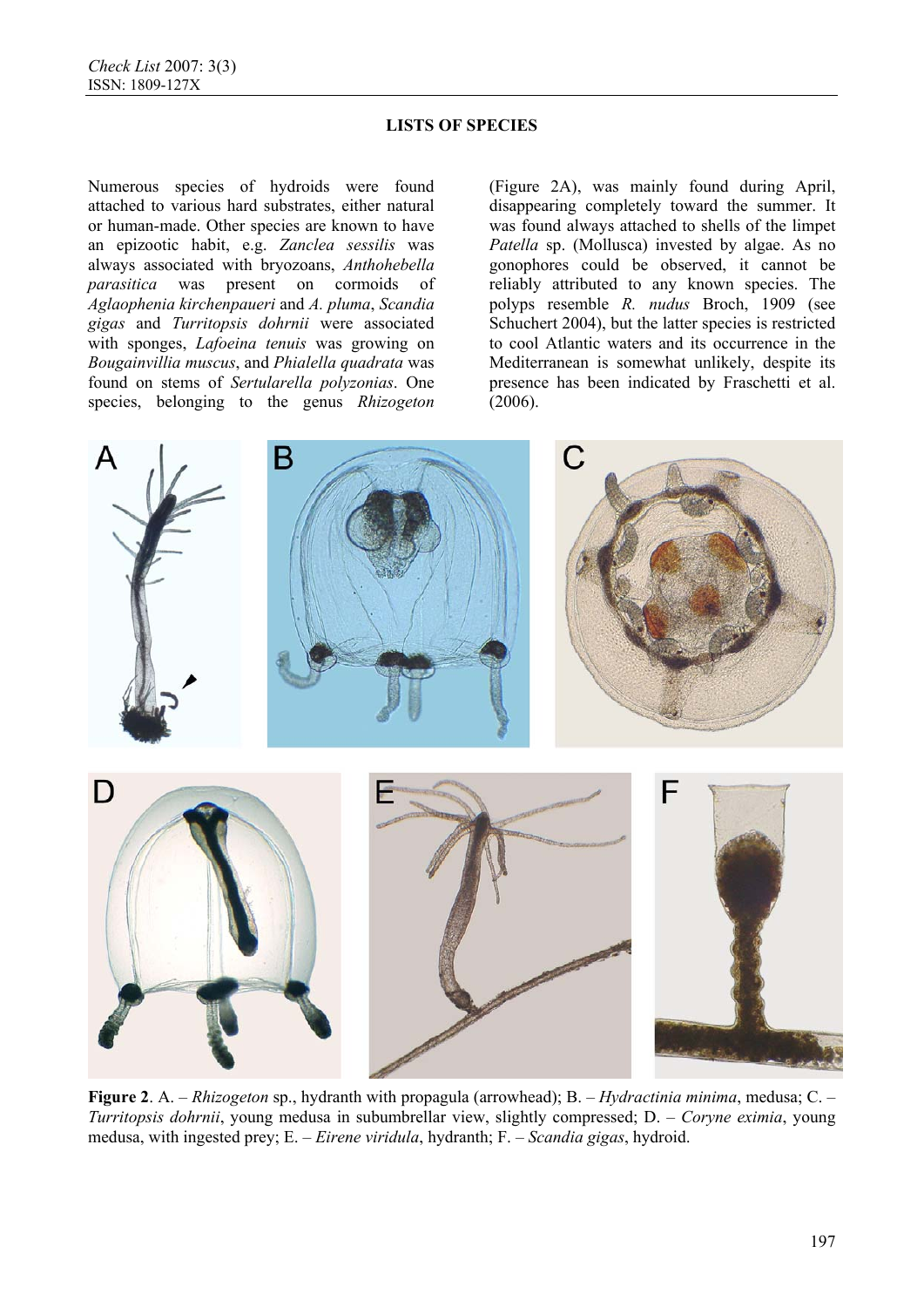## LISTS OF SPECIES

Numerous species of hydroids were found attached to various hard substrates, either natural or human-made. Other species are known to have an epizootic habit, e.g. *Zanclea sessilis* was always associated with bryozoans, *Anthohebella parasitica* was present on cormoids of *Aglaophenia kirchenpaueri* and *A. pluma*, *Scandia gigas* and *Turritopsis dohrnii* were associated with sponges, *Lafoeina tenuis* was growing on *Bougainvillia muscus*, and *Phialella quadrata* was found on stems of *Sertularella polyzonias*. One species, belonging to the genus *Rhizogeton* (Figure 2A), was mainly found during April, disappearing completely toward the summer. It was found always attached to shells of the limpet *Patella* sp. (Mollusca) invested by algae. As no gonophores could be observed, it cannot be reliably attributed to any known species. The polyps resemble *R. nudus* Broch, 1909 (see Schuchert 2004), but the latter species is restricted to cool Atlantic waters and its occurrence in the Mediterranean is somewhat unlikely, despite its presence has been indicated by Fraschetti et al. (2006).

**Figure 2**. A. – *Rhizogeton* sp., hydranth with propagula (arrowhead); B. – *Hydractinia minima*, medusa; C. – *Turritopsis dohrnii*, young medusa in subumbrellar view, slightly compressed; D. – *Coryne eximia*, young medusa, with ingested prey; E. – *Eirene viridula*, hydranth; F. – *Scandia gigas*, hydroid.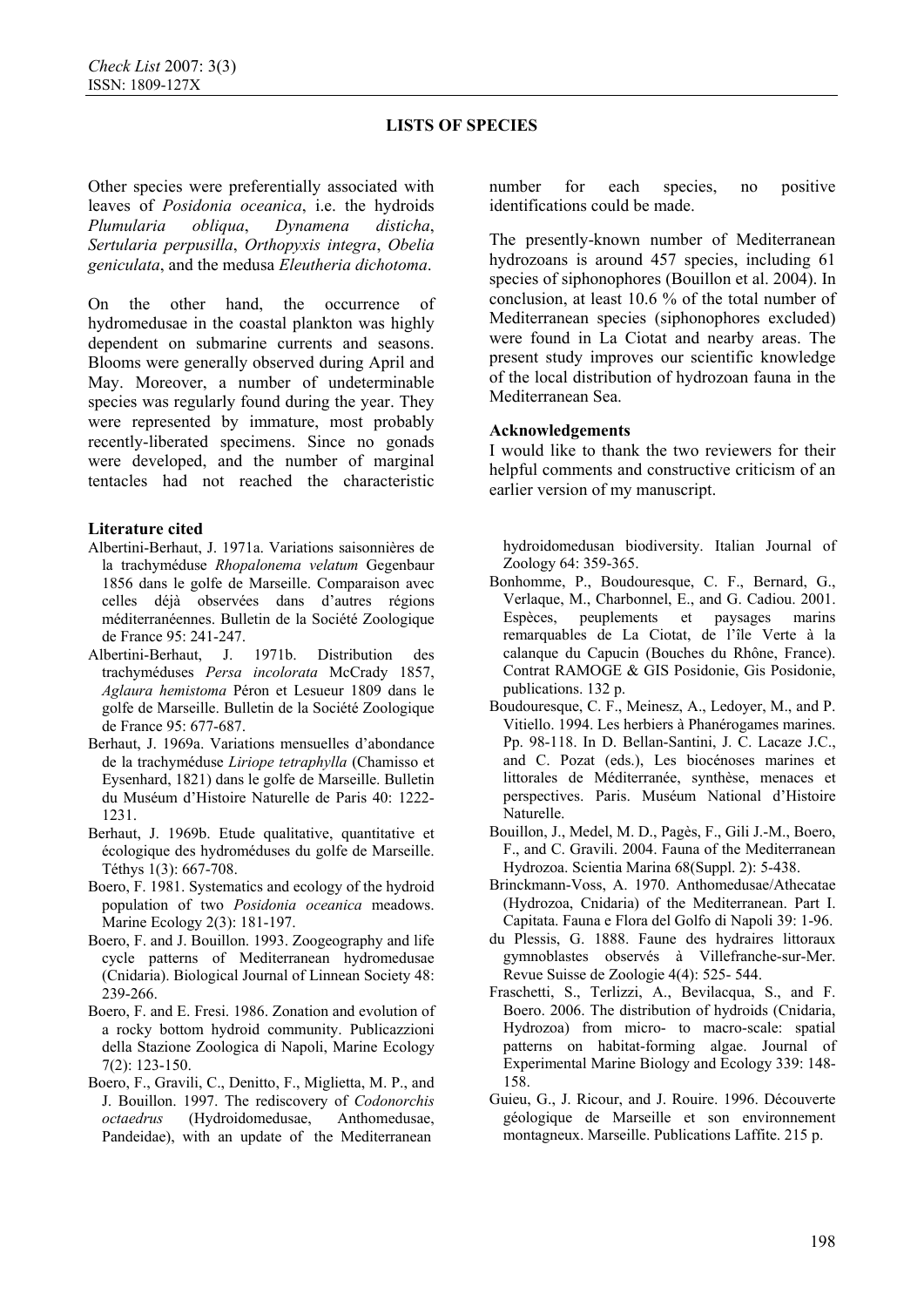Other species were preferentially associated with leaves of *Posidonia oceanica*, i.e. the hydroids *Plumularia obliqua*, *Dynamena disticha*, *Sertularia perpusilla*, *Orthopyxis integra*, *Obelia geniculata*, and the medusa *Eleutheria dichotoma*.

On the other hand, the occurrence of hydromedusae in the coastal plankton was highly dependent on submarine currents and seasons. Blooms were generally observed during April and May. Moreover, a number of undeterminable species was regularly found during the year. They were represented by immature, most probably recently-liberated specimens. Since no gonads were developed, and the number of marginal tentacles had not reached the characteristic number for each species, no positive identifications could be made.

The presently-known number of Mediterranean hydrozoans is around 457 species, including 61 species of siphonophores (Bouillon et al. 2004). In conclusion, at least 10.6 % of the total number of Mediterranean species (siphonophores excluded) were found in La Ciotat and nearby areas. The present study improves our scientific knowledge of the local distribution of hydrozoan fauna in the Mediterranean Sea.

**Acknowledgements**

I would like to thank the two reviewers for their helpful comments and constructive criticism of an earlier version of my manuscript.

**Literature cited**

Albertini-Berhaut, J. 1971a. Variations saisonnières de la trachyméduse *Rhopalonema velatum* Gegenbaur 1856 dans le golfe de Marseille. Comparaison avec celles déjà observées dans d'autres régions méditerranéennes. Bulletin de la Société Zoologique de France 95: 241-247.

Albertini-Berhaut, J. 1971b. Distribution des trachyméduses *Persa incolorata* McCrady 1857, *Aglaura hemistoma* Péron et Lesueur 1809 dans le golfe de Marseille. Bulletin de la Société Zoologique de France 95: 677-687.

Berhaut, J. 1969a. Variations mensuelles d'abondance de la trachyméduse *Liriope tetraphylla* (Chamisso et Eysenhard, 1821) dans le golfe de Marseille. Bulletin du Muséum d'Histoire Naturelle de Paris 40: 1222-1231.

Berhaut, J. 1969b. Etude qualitative, quantitative et écologique des hydroméduses du golfe de Marseille. Téthys 1(3): 667-708.

Boero, F. 1981. Systematics and ecology of the hydroid population of two *Posidonia oceanica* meadows. Marine Ecology 2(3): 181-197.

Boero, F. and J. Bouillon. 1993. Zoogeography and life cycle patterns of Mediterranean hydromedusae (Cnidaria). Biological Journal of Linnean Society 48: 239-266.

Boero, F. and E. Fresi. 1986. Zonation and evolution of a rocky bottom hydroid community. Publicazzioni della Stazione Zoologica di Napoli, Marine Ecology 7(2): 123-150.

Boero, F., Gravili, C., Denitto, F., Miglietta, M. P., and J. Bouillon. 1997. The rediscovery of *Codonorchis octaedrus* (Hydroidomedusae, Anthomedusae, Pandeidae), with an update of the Mediterranean hydroidomedusan biodiversity. Italian Journal of Zoology 64: 359-365.

Bonhomme, P., Boudouresque, C. F., Bernard, G., Verlaque, M., Charbonnel, E., and G. Cadiou. 2001. Espèces, peuplements et paysages marins remarquables de La Ciotat, de l'île Verte à la calanque du Capucin (Bouches du Rhône, France). Contrat RAMOGE & GIS Posidonie, Gis Posidonie, publications. 132 p.

Boudouresque, C. F., Meinesz, A., Ledoyer, M., and P. Vitiello. 1994. Les herbiers à Phanérogames marines. Pp. 98-118. In D. Bellan-Santini, J. C. Lacaze J.C., and C. Pozat (eds.), Les biocénoses marines et littorales de Méditerranée, synthèse, menaces et perspectives. Paris. Muséum National d'Histoire Naturelle.

Bouillon, J., Medel, M. D., Pagès, F., Gili J.-M., Boero, F., and C. Gravili. 2004. Fauna of the Mediterranean Hydrozoa. Scientia Marina 68(Suppl. 2): 5-438.

Brinckmann-Voss, A. 1970. Anthomedusae/Athecatae (Hydrozoa, Cnidaria) of the Mediterranean. Part I. Capitata. Fauna e Flora del Golfo di Napoli 39: 1-96.

du Plessis, G. 1888. Faune des hydraires littoraux gymnoblastes observés à Villefranche-sur-Mer. Revue Suisse de Zoologie 4(4): 525- 544.

Fraschetti, S., Terlizzi, A., Bevilacqua, S., and F. Boero. 2006. The distribution of hydroids (Cnidaria, Hydrozoa) from micro- to macro-scale: spatial patterns on habitat-forming algae. Journal of Experimental Marine Biology and Ecology 339: 148-158.

Guieu, G., J. Ricour, and J. Rouire. 1996. Découverte géologique de Marseille et son environnement montagneux. Marseille. Publications Laffite. 215 p.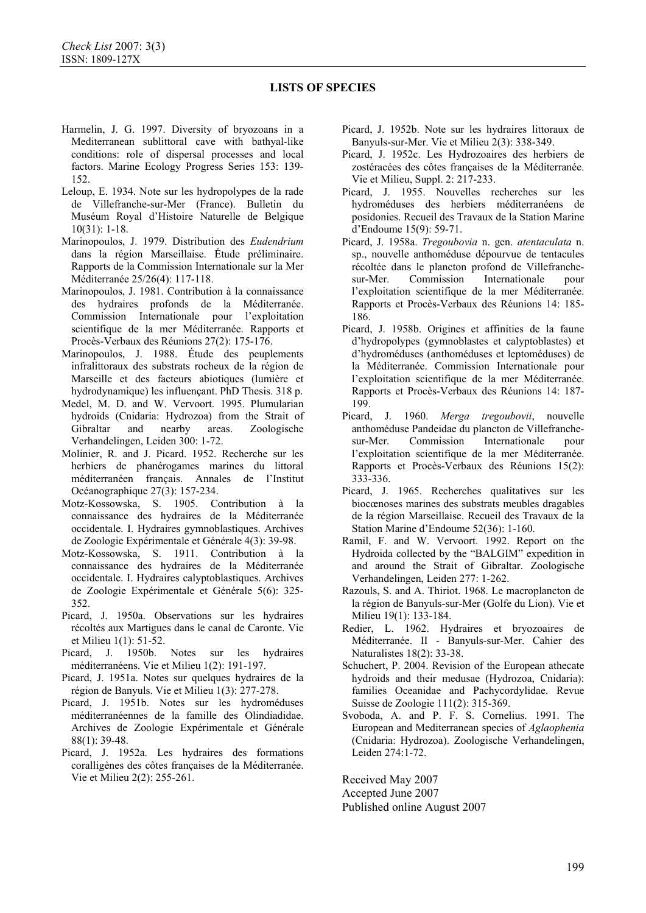Harmelin, J. G. 1997. Diversity of bryozoans in a Mediterranean sublittoral cave with bathyal-like conditions: role of dispersal processes and local factors. Marine Ecology Progress Series 153: 139-152.

Leloup, E. 1934. Note sur les hydropolypes de la rade de Villefranche-sur-Mer (France). Bulletin du Muséum Royal d'Histoire Naturelle de Belgique 10(31): 1-18.

Marinopoulos, J. 1979. Distribution des *Eudendrium* dans la région Marseillaise. Étude préliminaire. Rapports de la Commission Internationale sur la Mer Méditerranée 25/26(4): 117-118.

Marinopoulos, J. 1981. Contribution à la connaissance des hydraires profonds de la Méditerranée. Commission Internationale pour l'exploitation scientifique de la mer Méditerranée. Rapports et Procès-Verbaux des Réunions 27(2): 175-176.

Marinopoulos, J. 1988. Étude des peuplements infralittoraux des substrats rocheux de la région de Marseille et des facteurs abiotiques (lumière et hydrodynamique) les influençant. PhD Thesis. 318 p.

Medel, M. D. and W. Vervoort. 1995. Plumularian hydroids (Cnidaria: Hydrozoa) from the Strait of Gibraltar and nearby areas. Zoologische Verhandelingen, Leiden 300: 1-72.

Molinier, R. and J. Picard. 1952. Recherche sur les herbiers de phanérogames marines du littoral méditerranéen français. Annales de l'Institut Océanographique 27(3): 157-234.

Motz-Kossowska, S. 1905. Contribution à la connaissance des hydraires de la Méditerranée occidentale. I. Hydraires gymnoblastiques. Archives de Zoologie Expérimentale et Générale 4(3): 39-98.

Motz-Kossowska, S. 1911. Contribution à la connaissance des hydraires de la Méditerranée occidentale. I. Hydraires calyptoblastiques. Archives de Zoologie Expérimentale et Générale 5(6): 325-352.

Picard, J. 1950a. Observations sur les hydraires récoltés aux Martigues dans le canal de Caronte. Vie et Milieu 1(1): 51-52.

Picard, J. 1950b. Notes sur les hydraires méditerranéens. Vie et Milieu 1(2): 191-197.

Picard, J. 1951a. Notes sur quelques hydraires de la région de Banyuls. Vie et Milieu 1(3): 277-278.

Picard, J. 1951b. Notes sur les hydroméduses méditerranéennes de la famille des Olindiadidae. Archives de Zoologie Expérimentale et Générale 88(1): 39-48.

Picard, J. 1952a. Les hydraires des formations coralligènes des côtes françaises de la Méditerranée. Vie et Milieu 2(2): 255-261.

Picard, J. 1952b. Note sur les hydraires littoraux de Banyuls-sur-Mer. Vie et Milieu 2(3): 338-349.

Picard, J. 1952c. Les Hydrozoaires des herbiers de zostéracées des côtes françaises de la Méditerranée. Vie et Milieu, Suppl. 2: 217-233.

Picard, J. 1955. Nouvelles recherches sur les hydroméduses des herbiers méditerranéens de posidonies. Recueil des Travaux de la Station Marine d'Endoume 15(9): 59-71.

Picard, J. 1958a. *Tregoubovia* n. gen. *atentaculata* n. sp., nouvelle anthoméduse dépourvue de tentacules récoltée dans le plancton profond de Villefranche-sur-Mer. Commission Internationale pour l'exploitation scientifique de la mer Méditerranée. Rapports et Procès-Verbaux des Réunions 14: 185-186.

Picard, J. 1958b. Origines et affinities de la faune d'hydropolypes (gymnoblastes et calyptoblastes) et d'hydroméduses (anthoméduses et leptoméduses) de la Méditerranée. Commission Internationale pour l'exploitation scientifique de la mer Méditerranée. Rapports et Procès-Verbaux des Réunions 14: 187-199.

Picard, J. 1960. *Merga tregoubovii*, nouvelle anthoméduse Pandeidae du plancton de Villefranche-sur-Mer. Commission Internationale pour l'exploitation scientifique de la mer Méditerranée. Rapports et Procès-Verbaux des Réunions 15(2): 333-336.

Picard, J. 1965. Recherches qualitatives sur les biocœnoses marines des substrats meubles dragables de la région Marseillaise. Recueil des Travaux de la Station Marine d'Endoume 52(36): 1-160.

Ramil, F. and W. Vervoort. 1992. Report on the Hydroida collected by the "BALGIM" expedition in and around the Strait of Gibraltar. Zoologische Verhandelingen, Leiden 277: 1-262.

Razouls, S. and A. Thiriot. 1968. Le macroplancton de la région de Banyuls-sur-Mer (Golfe du Lion). Vie et Milieu 19(1): 133-184.

Redier, L. 1962. Hydraires et bryozoaires de Méditerranée. II - Banyuls-sur-Mer. Cahier des Naturalistes 18(2): 33-38.

Schuchert, P. 2004. Revision of the European athecate hydroids and their medusae (Hydrozoa, Cnidaria): families Oceanidae and Pachycordylidae. Revue Suisse de Zoologie 111(2): 315-369.

Svoboda, A. and P. F. S. Cornelius. 1991. The European and Mediterranean species of *Aglaophenia* (Cnidaria: Hydrozoa). Zoologische Verhandelingen, Leiden 274:1-72.

Received May 2007
Accepted June 2007
Published online August 2007